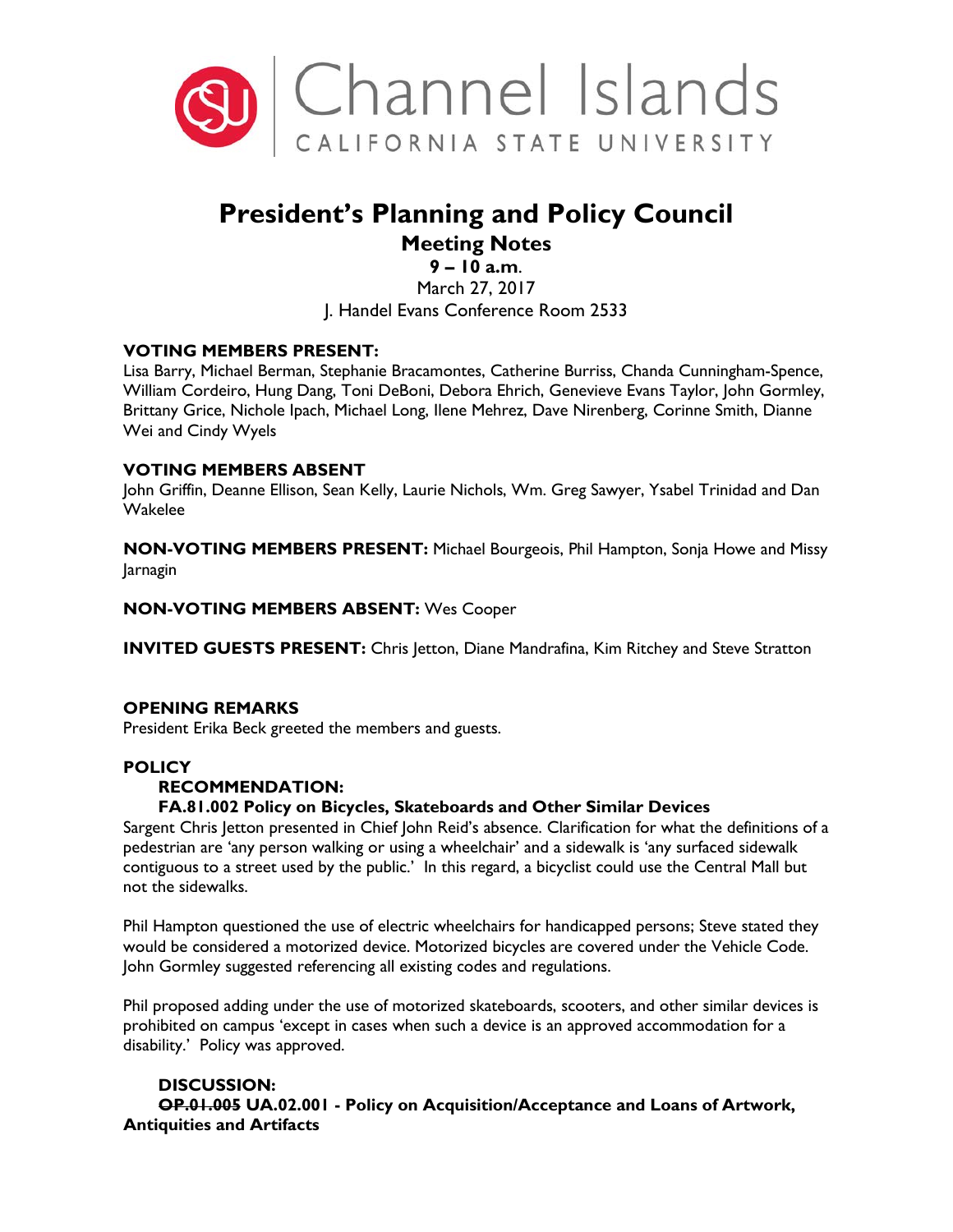Channel Islands

CALIFORNIA STATE UNIVERSITY

# President's Planning and Policy Council

## Meeting Notes

**9 – 10 a.m.**

March 27, 2017

J. Handel Evans Conference Room 2533

**VOTING MEMBERS PRESENT:**
Lisa Barry, Michael Berman, Stephanie Bracamontes, Catherine Burriss, Chanda Cunningham-Spence, William Cordeiro, Hung Dang, Toni DeBoni, Debora Ehrich, Genevieve Evans Taylor, John Gormley, Brittany Grice, Nichole Ipach, Michael Long, Ilene Mehrez, Dave Nirenberg, Corinne Smith, Dianne Wei and Cindy Wyels

**VOTING MEMBERS ABSENT**
John Griffin, Deanne Ellison, Sean Kelly, Laurie Nichols, Wm. Greg Sawyer, Ysabel Trinidad and Dan Wakelee

**NON-VOTING MEMBERS PRESENT:** Michael Bourgeois, Phil Hampton, Sonja Howe and Missy Jarnagin

**NON-VOTING MEMBERS ABSENT:** Wes Cooper

**INVITED GUESTS PRESENT:** Chris Jetton, Diane Mandrafina, Kim Ritchey and Steve Stratton

**OPENING REMARKS**
President Erika Beck greeted the members and guests.

**POLICY**

**RECOMMENDATION:**

**FA.81.002 Policy on Bicycles, Skateboards and Other Similar Devices**

Sargent Chris Jetton presented in Chief John Reid's absence. Clarification for what the definitions of a pedestrian are 'any person walking or using a wheelchair' and a sidewalk is 'any surfaced sidewalk contiguous to a street used by the public.' In this regard, a bicyclist could use the Central Mall but not the sidewalks.

Phil Hampton questioned the use of electric wheelchairs for handicapped persons; Steve stated they would be considered a motorized device. Motorized bicycles are covered under the Vehicle Code. John Gormley suggested referencing all existing codes and regulations.

Phil proposed adding under the use of motorized skateboards, scooters, and other similar devices is prohibited on campus 'except in cases when such a device is an approved accommodation for a disability.' Policy was approved.

**DISCUSSION:**

**~~OP.01.005~~ UA.02.001 - Policy on Acquisition/Acceptance and Loans of Artwork, Antiquities and Artifacts**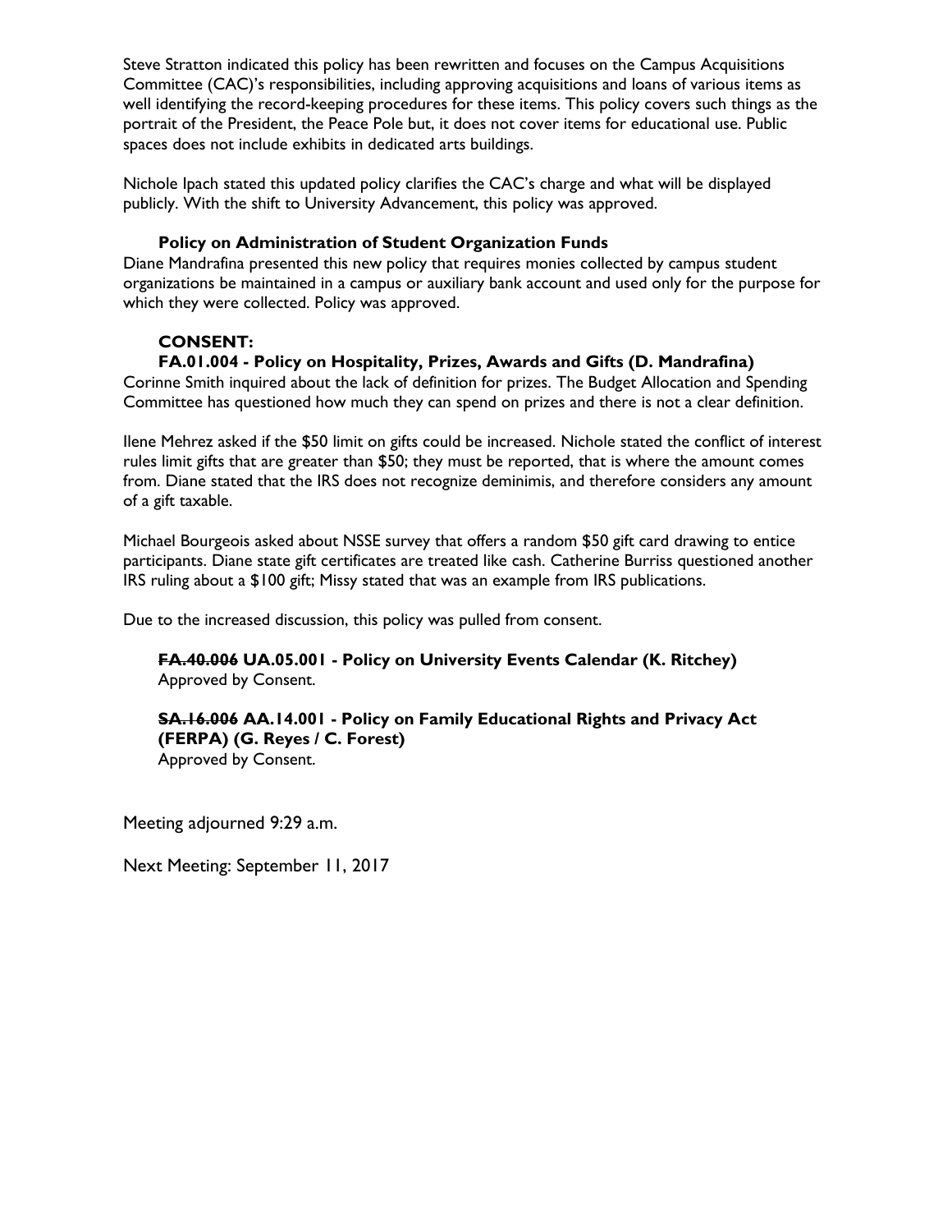Steve Stratton indicated this policy has been rewritten and focuses on the Campus Acquisitions Committee (CAC)'s responsibilities, including approving acquisitions and loans of various items as well identifying the record-keeping procedures for these items. This policy covers such things as the portrait of the President, the Peace Pole but, it does not cover items for educational use. Public spaces does not include exhibits in dedicated arts buildings.

Nichole Ipach stated this updated policy clarifies the CAC's charge and what will be displayed publicly. With the shift to University Advancement, this policy was approved.

**Policy on Administration of Student Organization Funds**

Diane Mandrafina presented this new policy that requires monies collected by campus student organizations be maintained in a campus or auxiliary bank account and used only for the purpose for which they were collected. Policy was approved.

**CONSENT:**

**FA.01.004 - Policy on Hospitality, Prizes, Awards and Gifts (D. Mandrafina)**

Corinne Smith inquired about the lack of definition for prizes. The Budget Allocation and Spending Committee has questioned how much they can spend on prizes and there is not a clear definition.

Ilene Mehrez asked if the $50 limit on gifts could be increased. Nichole stated the conflict of interest rules limit gifts that are greater than $50; they must be reported, that is where the amount comes from. Diane stated that the IRS does not recognize deminimis, and therefore considers any amount of a gift taxable.

Michael Bourgeois asked about NSSE survey that offers a random $50 gift card drawing to entice participants. Diane state gift certificates are treated like cash. Catherine Burriss questioned another IRS ruling about a $100 gift; Missy stated that was an example from IRS publications.

Due to the increased discussion, this policy was pulled from consent.

**~~FA.40.006~~ UA.05.001 - Policy on University Events Calendar (K. Ritchey)**
Approved by Consent.

**~~SA.16.006~~ AA.14.001 - Policy on Family Educational Rights and Privacy Act (FERPA) (G. Reyes / C. Forest)**
Approved by Consent.

Meeting adjourned 9:29 a.m.

Next Meeting: September 11, 2017